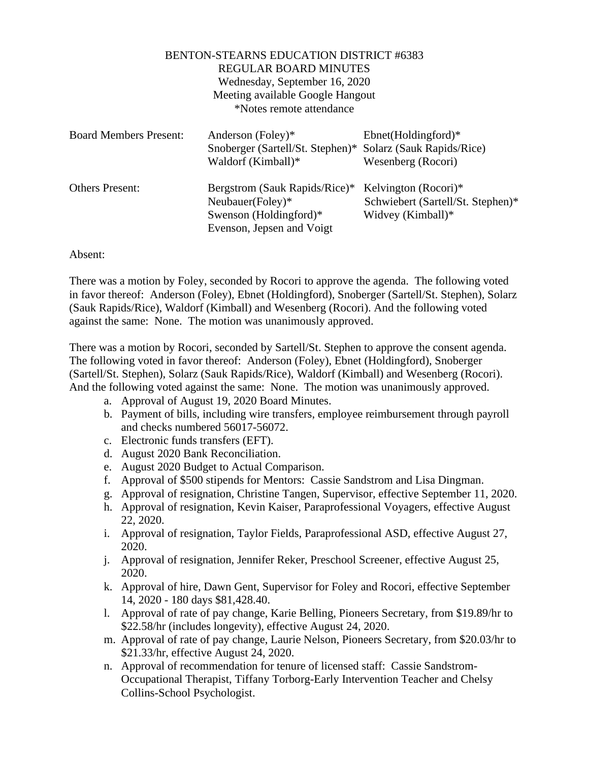BENTON-STEARNS EDUCATION DISTRICT #6383
REGULAR BOARD MINUTES
Wednesday, September 16, 2020
Meeting available Google Hangout
*Notes remote attendance

| | | |
|---|---|---|
| Board Members Present: | Anderson (Foley)* | Ebnet(Holdingford)* |
| | Snoberger (Sartell/St. Stephen)* | Solarz (Sauk Rapids/Rice) |
| | Waldorf (Kimball)* | Wesenberg (Rocori) |
| Others Present: | Bergstrom (Sauk Rapids/Rice)* | Kelvington (Rocori)* |
| | Neubauer(Foley)* | Schwiebert (Sartell/St. Stephen)* |
| | Swenson (Holdingford)* | Widvey (Kimball)* |
| | Evenson, Jepsen and Voigt | |

Absent:

There was a motion by Foley, seconded by Rocori to approve the agenda. The following voted in favor thereof: Anderson (Foley), Ebnet (Holdingford), Snoberger (Sartell/St. Stephen), Solarz (Sauk Rapids/Rice), Waldorf (Kimball) and Wesenberg (Rocori). And the following voted against the same: None. The motion was unanimously approved.

There was a motion by Rocori, seconded by Sartell/St. Stephen to approve the consent agenda. The following voted in favor thereof: Anderson (Foley), Ebnet (Holdingford), Snoberger (Sartell/St. Stephen), Solarz (Sauk Rapids/Rice), Waldorf (Kimball) and Wesenberg (Rocori). And the following voted against the same: None. The motion was unanimously approved.

a. Approval of August 19, 2020 Board Minutes.
b. Payment of bills, including wire transfers, employee reimbursement through payroll and checks numbered 56017-56072.
c. Electronic funds transfers (EFT).
d. August 2020 Bank Reconciliation.
e. August 2020 Budget to Actual Comparison.
f. Approval of $500 stipends for Mentors: Cassie Sandstrom and Lisa Dingman.
g. Approval of resignation, Christine Tangen, Supervisor, effective September 11, 2020.
h. Approval of resignation, Kevin Kaiser, Paraprofessional Voyagers, effective August 22, 2020.
i. Approval of resignation, Taylor Fields, Paraprofessional ASD, effective August 27, 2020.
j. Approval of resignation, Jennifer Reker, Preschool Screener, effective August 25, 2020.
k. Approval of hire, Dawn Gent, Supervisor for Foley and Rocori, effective September 14, 2020 - 180 days $81,428.40.
l. Approval of rate of pay change, Karie Belling, Pioneers Secretary, from $19.89/hr to $22.58/hr (includes longevity), effective August 24, 2020.
m. Approval of rate of pay change, Laurie Nelson, Pioneers Secretary, from $20.03/hr to $21.33/hr, effective August 24, 2020.
n. Approval of recommendation for tenure of licensed staff: Cassie Sandstrom-Occupational Therapist, Tiffany Torborg-Early Intervention Teacher and Chelsy Collins-School Psychologist.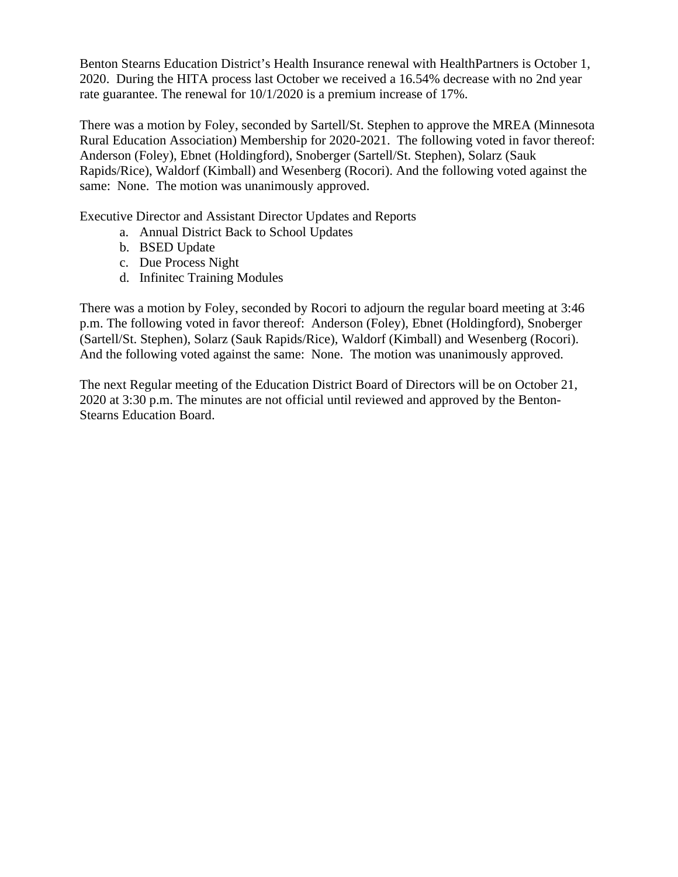Benton Stearns Education District's Health Insurance renewal with HealthPartners is October 1, 2020. During the HITA process last October we received a 16.54% decrease with no 2nd year rate guarantee. The renewal for 10/1/2020 is a premium increase of 17%.

There was a motion by Foley, seconded by Sartell/St. Stephen to approve the MREA (Minnesota Rural Education Association) Membership for 2020-2021. The following voted in favor thereof: Anderson (Foley), Ebnet (Holdingford), Snoberger (Sartell/St. Stephen), Solarz (Sauk Rapids/Rice), Waldorf (Kimball) and Wesenberg (Rocori). And the following voted against the same: None. The motion was unanimously approved.

Executive Director and Assistant Director Updates and Reports

a. Annual District Back to School Updates
b. BSED Update
c. Due Process Night
d. Infinitec Training Modules

There was a motion by Foley, seconded by Rocori to adjourn the regular board meeting at 3:46 p.m. The following voted in favor thereof: Anderson (Foley), Ebnet (Holdingford), Snoberger (Sartell/St. Stephen), Solarz (Sauk Rapids/Rice), Waldorf (Kimball) and Wesenberg (Rocori). And the following voted against the same: None. The motion was unanimously approved.

The next Regular meeting of the Education District Board of Directors will be on October 21, 2020 at 3:30 p.m. The minutes are not official until reviewed and approved by the Benton-Stearns Education Board.